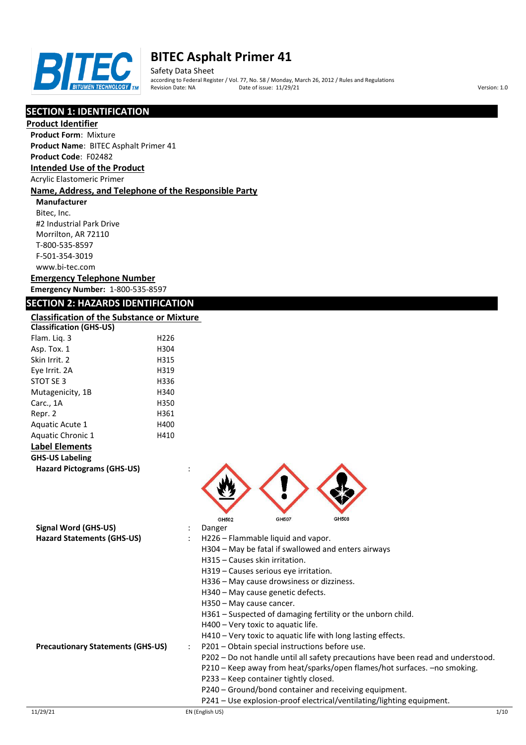# BITEC Asphalt Primer 41

Safety Data Sheet
according to Federal Register / Vol. 77, No. 58 / Monday, March 26, 2012 / Rules and Regulations
Revision Date: NA Date of issue: 11/29/21 Version: 1.0

## SECTION 1: IDENTIFICATION

### Product Identifier

**Product Form**: Mixture
**Product Name**: BITEC Asphalt Primer 41
**Product Code**: F02482

### Intended Use of the Product

Acrylic Elastomeric Primer

### Name, Address, and Telephone of the Responsible Party

**Manufacturer**
Bitec, Inc.
#2 Industrial Park Drive
Morrilton, AR 72110
T-800-535-8597
F-501-354-3019
www.bi-tec.com

### Emergency Telephone Number

**Emergency Number:** 1-800-535-8597

## SECTION 2: HAZARDS IDENTIFICATION

### Classification of the Substance or Mixture

**Classification (GHS-US)**

| | |
|---|---|
| Flam. Liq. 3 | H226 |
| Asp. Tox. 1 | H304 |
| Skin Irrit. 2 | H315 |
| Eye Irrit. 2A | H319 |
| STOT SE 3 | H336 |
| Mutagenicity, 1B | H340 |
| Carc., 1A | H350 |
| Repr. 2 | H361 |
| Aquatic Acute 1 | H400 |
| Aquatic Chronic 1 | H410 |

### Label Elements

**GHS-US Labeling**

**Hazard Pictograms (GHS-US)** :

GHS02 GHS07 GHS08

**Signal Word (GHS-US)** : Danger

**Hazard Statements (GHS-US)** :
- H226 – Flammable liquid and vapor.
- H304 – May be fatal if swallowed and enters airways
- H315 – Causes skin irritation.
- H319 – Causes serious eye irritation.
- H336 – May cause drowsiness or dizziness.
- H340 – May cause genetic defects.
- H350 – May cause cancer.
- H361 – Suspected of damaging fertility or the unborn child.
- H400 – Very toxic to aquatic life.
- H410 – Very toxic to aquatic life with long lasting effects.

**Precautionary Statements (GHS-US)** :
- P201 – Obtain special instructions before use.
- P202 – Do not handle until all safety precautions have been read and understood.
- P210 – Keep away from heat/sparks/open flames/hot surfaces. –no smoking.
- P233 – Keep container tightly closed.
- P240 – Ground/bond container and receiving equipment.
- P241 – Use explosion-proof electrical/ventilating/lighting equipment.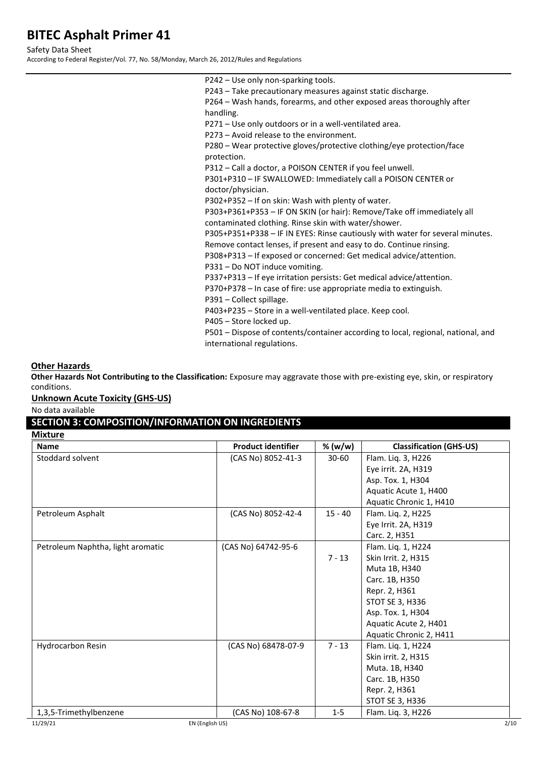P242 – Use only non-sparking tools.
P243 – Take precautionary measures against static discharge.
P264 – Wash hands, forearms, and other exposed areas thoroughly after handling.
P271 – Use only outdoors or in a well-ventilated area.
P273 – Avoid release to the environment.
P280 – Wear protective gloves/protective clothing/eye protection/face protection.
P312 – Call a doctor, a POISON CENTER if you feel unwell.
P301+P310 – IF SWALLOWED: Immediately call a POISON CENTER or doctor/physician.
P302+P352 – If on skin: Wash with plenty of water.
P303+P361+P353 – IF ON SKIN (or hair): Remove/Take off immediately all contaminated clothing. Rinse skin with water/shower.
P305+P351+P338 – IF IN EYES: Rinse cautiously with water for several minutes. Remove contact lenses, if present and easy to do. Continue rinsing.
P308+P313 – If exposed or concerned: Get medical advice/attention.
P331 – Do NOT induce vomiting.
P337+P313 – If eye irritation persists: Get medical advice/attention.
P370+P378 – In case of fire: use appropriate media to extinguish.
P391 – Collect spillage.
P403+P235 – Store in a well-ventilated place. Keep cool.
P405 – Store locked up.
P501 – Dispose of contents/container according to local, regional, national, and international regulations.

### Other Hazards

**Other Hazards Not Contributing to the Classification:** Exposure may aggravate those with pre-existing eye, skin, or respiratory conditions.

### Unknown Acute Toxicity (GHS-US)

No data available

## SECTION 3: COMPOSITION/INFORMATION ON INGREDIENTS

### Mixture

| Name | Product identifier | % (w/w) | Classification (GHS-US) |
|---|---|---|---|
| Stoddard solvent | (CAS No) 8052-41-3 | 30-60 | Flam. Liq. 3, H226<br>Eye irrit. 2A, H319<br>Asp. Tox. 1, H304<br>Aquatic Acute 1, H400<br>Aquatic Chronic 1, H410 |
| Petroleum Asphalt | (CAS No) 8052-42-4 | 15 - 40 | Flam. Liq. 2, H225<br>Eye Irrit. 2A, H319<br>Carc. 2, H351 |
| Petroleum Naphtha, light aromatic | (CAS No) 64742-95-6 | 7 - 13 | Flam. Liq. 1, H224<br>Skin Irrit. 2, H315<br>Muta 1B, H340<br>Carc. 1B, H350<br>Repr. 2, H361<br>STOT SE 3, H336<br>Asp. Tox. 1, H304<br>Aquatic Acute 2, H401<br>Aquatic Chronic 2, H411 |
| Hydrocarbon Resin | (CAS No) 68478-07-9 | 7 - 13 | Flam. Liq. 1, H224<br>Skin irrit. 2, H315<br>Muta. 1B, H340<br>Carc. 1B, H350<br>Repr. 2, H361<br>STOT SE 3, H336 |
| 1,3,5-Trimethylbenzene | (CAS No) 108-67-8 | 1-5 | Flam. Liq. 3, H226 |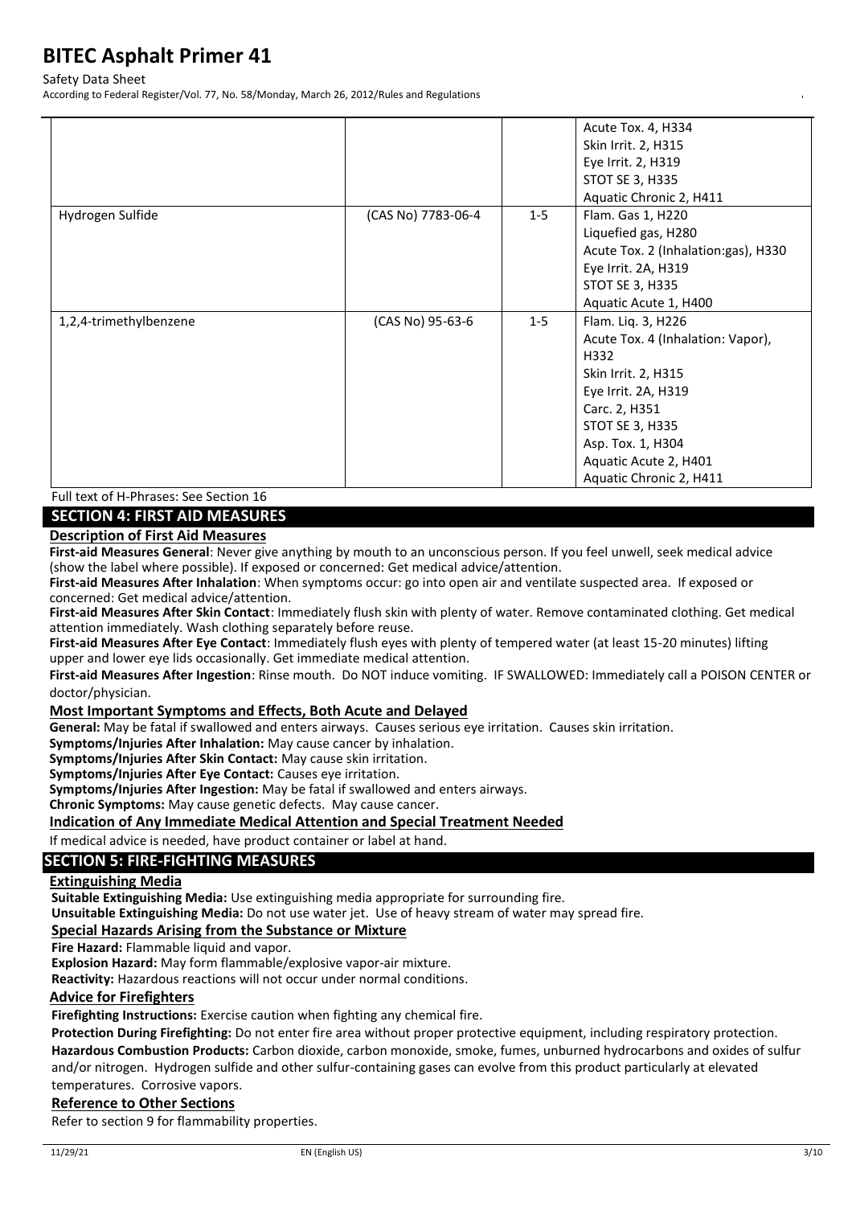| | | | Acute Tox. 4, H334<br>Skin Irrit. 2, H315<br>Eye Irrit. 2, H319<br>STOT SE 3, H335<br>Aquatic Chronic 2, H411 |
|---|---|---|---|
| Hydrogen Sulfide | (CAS No) 7783-06-4 | 1-5 | Flam. Gas 1, H220<br>Liquefied gas, H280<br>Acute Tox. 2 (Inhalation:gas), H330<br>Eye Irrit. 2A, H319<br>STOT SE 3, H335<br>Aquatic Acute 1, H400 |
| 1,2,4-trimethylbenzene | (CAS No) 95-63-6 | 1-5 | Flam. Liq. 3, H226<br>Acute Tox. 4 (Inhalation: Vapor), H332<br>Skin Irrit. 2, H315<br>Eye Irrit. 2A, H319<br>Carc. 2, H351<br>STOT SE 3, H335<br>Asp. Tox. 1, H304<br>Aquatic Acute 2, H401<br>Aquatic Chronic 2, H411 |

Full text of H-Phrases: See Section 16

## SECTION 4: FIRST AID MEASURES

### Description of First Aid Measures

**First-aid Measures General**: Never give anything by mouth to an unconscious person. If you feel unwell, seek medical advice (show the label where possible). If exposed or concerned: Get medical advice/attention.

**First-aid Measures After Inhalation**: When symptoms occur: go into open air and ventilate suspected area. If exposed or concerned: Get medical advice/attention.

**First-aid Measures After Skin Contact**: Immediately flush skin with plenty of water. Remove contaminated clothing. Get medical attention immediately. Wash clothing separately before reuse.

**First-aid Measures After Eye Contact**: Immediately flush eyes with plenty of tempered water (at least 15-20 minutes) lifting upper and lower eye lids occasionally. Get immediate medical attention.

**First-aid Measures After Ingestion**: Rinse mouth. Do NOT induce vomiting. IF SWALLOWED: Immediately call a POISON CENTER or doctor/physician.

### Most Important Symptoms and Effects, Both Acute and Delayed

**General:** May be fatal if swallowed and enters airways. Causes serious eye irritation. Causes skin irritation.

**Symptoms/Injuries After Inhalation:** May cause cancer by inhalation.

**Symptoms/Injuries After Skin Contact:** May cause skin irritation.

**Symptoms/Injuries After Eye Contact:** Causes eye irritation.

**Symptoms/Injuries After Ingestion:** May be fatal if swallowed and enters airways.

**Chronic Symptoms:** May cause genetic defects. May cause cancer.

### Indication of Any Immediate Medical Attention and Special Treatment Needed

If medical advice is needed, have product container or label at hand.

## SECTION 5: FIRE-FIGHTING MEASURES

### Extinguishing Media

**Suitable Extinguishing Media:** Use extinguishing media appropriate for surrounding fire.

**Unsuitable Extinguishing Media:** Do not use water jet. Use of heavy stream of water may spread fire.

### Special Hazards Arising from the Substance or Mixture

**Fire Hazard:** Flammable liquid and vapor.

**Explosion Hazard:** May form flammable/explosive vapor-air mixture.

**Reactivity:** Hazardous reactions will not occur under normal conditions.

### Advice for Firefighters

**Firefighting Instructions:** Exercise caution when fighting any chemical fire.

**Protection During Firefighting:** Do not enter fire area without proper protective equipment, including respiratory protection.

**Hazardous Combustion Products:** Carbon dioxide, carbon monoxide, smoke, fumes, unburned hydrocarbons and oxides of sulfur and/or nitrogen. Hydrogen sulfide and other sulfur-containing gases can evolve from this product particularly at elevated temperatures. Corrosive vapors.

### Reference to Other Sections

Refer to section 9 for flammability properties.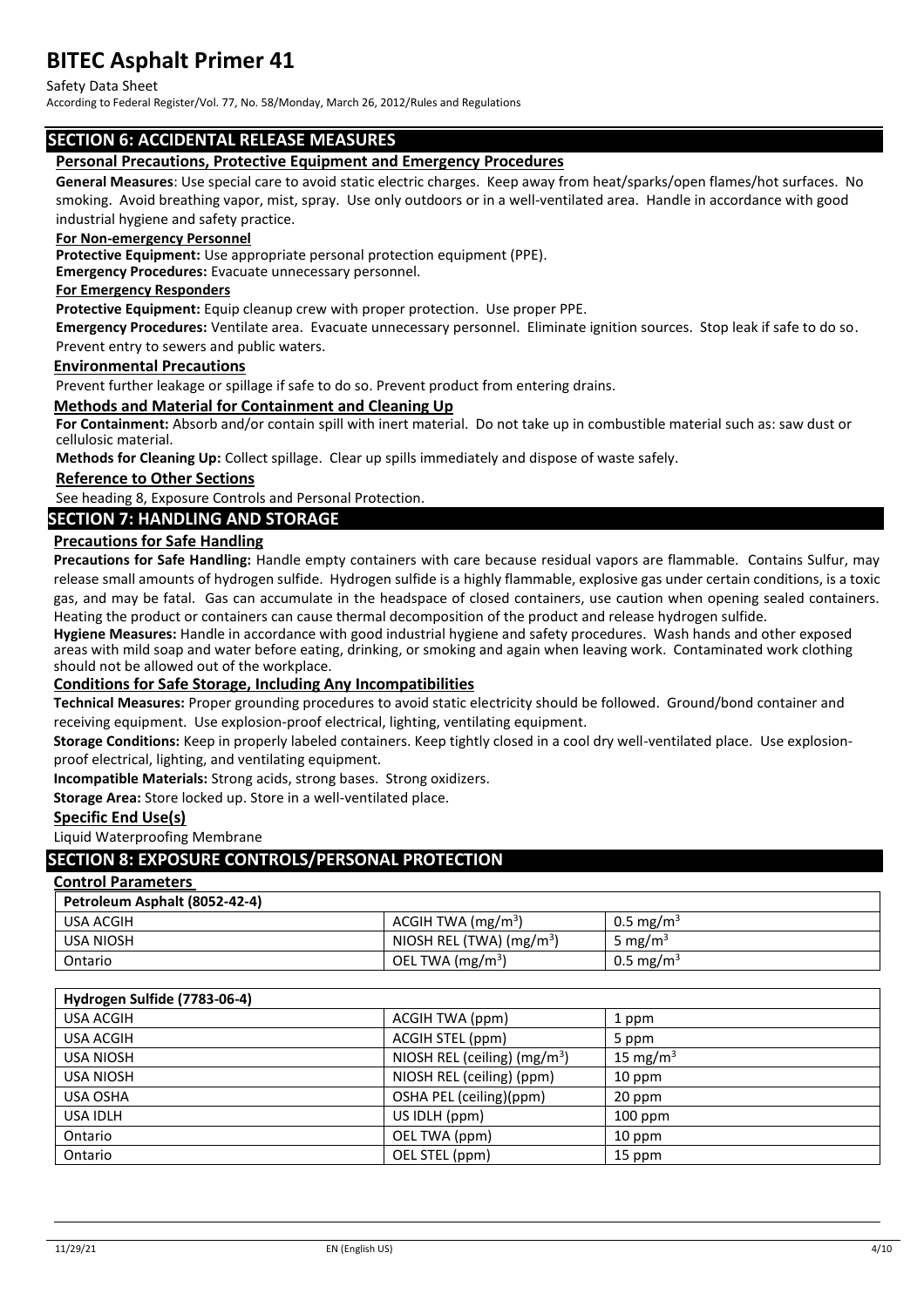## SECTION 6: ACCIDENTAL RELEASE MEASURES

### Personal Precautions, Protective Equipment and Emergency Procedures

**General Measures**: Use special care to avoid static electric charges. Keep away from heat/sparks/open flames/hot surfaces. No smoking. Avoid breathing vapor, mist, spray. Use only outdoors or in a well-ventilated area. Handle in accordance with good industrial hygiene and safety practice.

**For Non-emergency Personnel**

**Protective Equipment:** Use appropriate personal protection equipment (PPE).

**Emergency Procedures:** Evacuate unnecessary personnel.

**For Emergency Responders**

**Protective Equipment:** Equip cleanup crew with proper protection. Use proper PPE.

**Emergency Procedures:** Ventilate area. Evacuate unnecessary personnel. Eliminate ignition sources. Stop leak if safe to do so. Prevent entry to sewers and public waters.

### Environmental Precautions

Prevent further leakage or spillage if safe to do so. Prevent product from entering drains.

### Methods and Material for Containment and Cleaning Up

**For Containment:** Absorb and/or contain spill with inert material. Do not take up in combustible material such as: saw dust or cellulosic material.

**Methods for Cleaning Up:** Collect spillage. Clear up spills immediately and dispose of waste safely.

### Reference to Other Sections

See heading 8, Exposure Controls and Personal Protection.

## SECTION 7: HANDLING AND STORAGE

### Precautions for Safe Handling

**Precautions for Safe Handling:** Handle empty containers with care because residual vapors are flammable. Contains Sulfur, may release small amounts of hydrogen sulfide. Hydrogen sulfide is a highly flammable, explosive gas under certain conditions, is a toxic gas, and may be fatal. Gas can accumulate in the headspace of closed containers, use caution when opening sealed containers. Heating the product or containers can cause thermal decomposition of the product and release hydrogen sulfide.

**Hygiene Measures:** Handle in accordance with good industrial hygiene and safety procedures. Wash hands and other exposed areas with mild soap and water before eating, drinking, or smoking and again when leaving work. Contaminated work clothing should not be allowed out of the workplace.

### Conditions for Safe Storage, Including Any Incompatibilities

**Technical Measures:** Proper grounding procedures to avoid static electricity should be followed. Ground/bond container and receiving equipment. Use explosion-proof electrical, lighting, ventilating equipment.

**Storage Conditions:** Keep in properly labeled containers. Keep tightly closed in a cool dry well-ventilated place. Use explosion-proof electrical, lighting, and ventilating equipment.

**Incompatible Materials:** Strong acids, strong bases. Strong oxidizers.

**Storage Area:** Store locked up. Store in a well-ventilated place.

### Specific End Use(s)

Liquid Waterproofing Membrane

## SECTION 8: EXPOSURE CONTROLS/PERSONAL PROTECTION

### Control Parameters

| Petroleum Asphalt (8052-42-4) | | |
|---|---|---|
| USA ACGIH | ACGIH TWA ($mg/m^3$) | 0.5 $mg/m^3$ |
| USA NIOSH | NIOSH REL (TWA) ($mg/m^3$) | 5 $mg/m^3$ |
| Ontario | OEL TWA ($mg/m^3$) | 0.5 $mg/m^3$ |

| Hydrogen Sulfide (7783-06-4) | | |
|---|---|---|
| USA ACGIH | ACGIH TWA (ppm) | 1 ppm |
| USA ACGIH | ACGIH STEL (ppm) | 5 ppm |
| USA NIOSH | NIOSH REL (ceiling) ($mg/m^3$) | 15 $mg/m^3$ |
| USA NIOSH | NIOSH REL (ceiling) (ppm) | 10 ppm |
| USA OSHA | OSHA PEL (ceiling)(ppm) | 20 ppm |
| USA IDLH | US IDLH (ppm) | 100 ppm |
| Ontario | OEL TWA (ppm) | 10 ppm |
| Ontario | OEL STEL (ppm) | 15 ppm |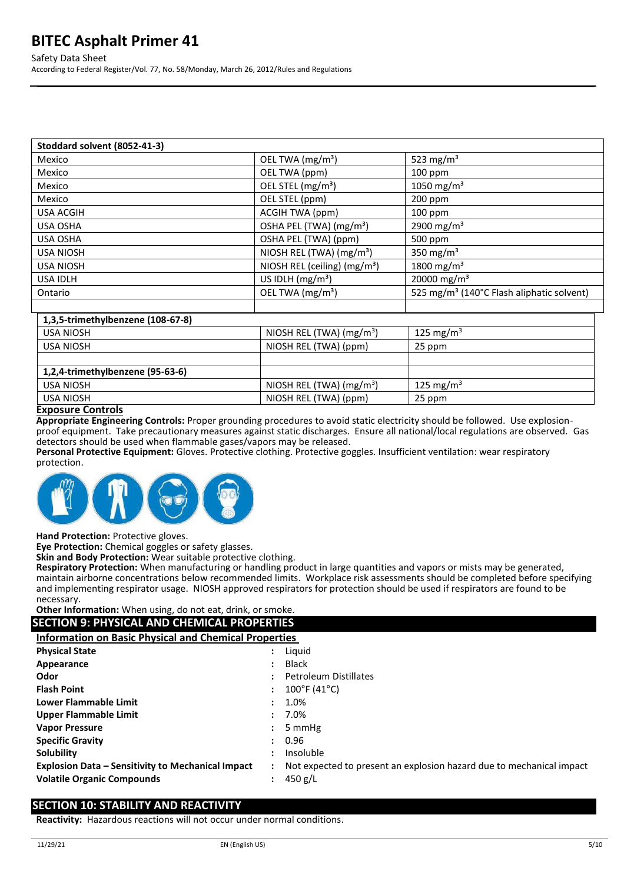| Stoddard solvent (8052-41-3) | | |
|---|---|---|
| Mexico | OEL TWA (mg/m³) | 523 mg/m³ |
| Mexico | OEL TWA (ppm) | 100 ppm |
| Mexico | OEL STEL (mg/m³) | 1050 mg/m³ |
| Mexico | OEL STEL (ppm) | 200 ppm |
| USA ACGIH | ACGIH TWA (ppm) | 100 ppm |
| USA OSHA | OSHA PEL (TWA) (mg/m³) | 2900 mg/m³ |
| USA OSHA | OSHA PEL (TWA) (ppm) | 500 ppm |
| USA NIOSH | NIOSH REL (TWA) (mg/m³) | 350 mg/m³ |
| USA NIOSH | NIOSH REL (ceiling) (mg/m³) | 1800 mg/m³ |
| USA IDLH | US IDLH (mg/m³) | 20000 mg/m³ |
| Ontario | OEL TWA (mg/m³) | 525 mg/m³ (140°C Flash aliphatic solvent) |
| | | |
| **1,3,5-trimethylbenzene (108-67-8)** | | |
| USA NIOSH | NIOSH REL (TWA) (mg/m³) | 125 mg/m³ |
| USA NIOSH | NIOSH REL (TWA) (ppm) | 25 ppm |
| | | |
| **1,2,4-trimethylbenzene (95-63-6)** | | |
| USA NIOSH | NIOSH REL (TWA) (mg/m³) | 125 mg/m³ |
| USA NIOSH | NIOSH REL (TWA) (ppm) | 25 ppm |

**Exposure Controls**

**Appropriate Engineering Controls:** Proper grounding procedures to avoid static electricity should be followed. Use explosion-proof equipment. Take precautionary measures against static discharges. Ensure all national/local regulations are observed. Gas detectors should be used when flammable gases/vapors may be released.

**Personal Protective Equipment:** Gloves. Protective clothing. Protective goggles. Insufficient ventilation: wear respiratory protection.

**Hand Protection:** Protective gloves.

**Eye Protection:** Chemical goggles or safety glasses.

**Skin and Body Protection:** Wear suitable protective clothing.

**Respiratory Protection:** When manufacturing or handling product in large quantities and vapors or mists may be generated, maintain airborne concentrations below recommended limits. Workplace risk assessments should be completed before specifying and implementing respirator usage. NIOSH approved respirators for protection should be used if respirators are found to be necessary.

**Other Information:** When using, do not eat, drink, or smoke.

## SECTION 9: PHYSICAL AND CHEMICAL PROPERTIES

**Information on Basic Physical and Chemical Properties**

| | | |
|---|---|---|
| **Physical State** | : | Liquid |
| **Appearance** | : | Black |
| **Odor** | : | Petroleum Distillates |
| **Flash Point** | : | 100°F (41°C) |
| **Lower Flammable Limit** | : | 1.0% |
| **Upper Flammable Limit** | : | 7.0% |
| **Vapor Pressure** | : | 5 mmHg |
| **Specific Gravity** | : | 0.96 |
| **Solubility** | : | Insoluble |
| **Explosion Data – Sensitivity to Mechanical Impact** | : | Not expected to present an explosion hazard due to mechanical impact |
| **Volatile Organic Compounds** | : | 450 g/L |

## SECTION 10: STABILITY AND REACTIVITY

**Reactivity:** Hazardous reactions will not occur under normal conditions.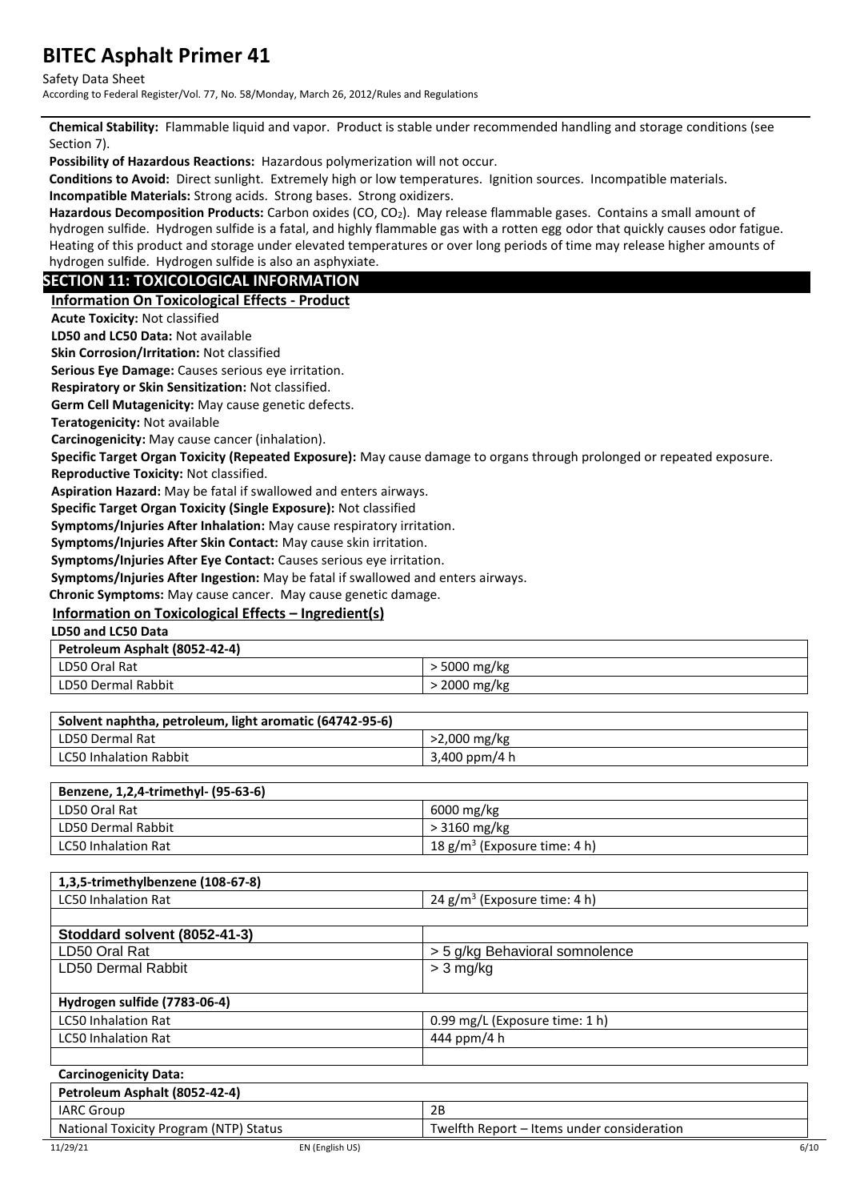**Chemical Stability:** Flammable liquid and vapor. Product is stable under recommended handling and storage conditions (see Section 7).

**Possibility of Hazardous Reactions:** Hazardous polymerization will not occur.

**Conditions to Avoid:** Direct sunlight. Extremely high or low temperatures. Ignition sources. Incompatible materials.

**Incompatible Materials:** Strong acids. Strong bases. Strong oxidizers.

**Hazardous Decomposition Products:** Carbon oxides (CO, $CO_2$). May release flammable gases. Contains a small amount of hydrogen sulfide. Hydrogen sulfide is a fatal, and highly flammable gas with a rotten egg odor that quickly causes odor fatigue. Heating of this product and storage under elevated temperatures or over long periods of time may release higher amounts of hydrogen sulfide. Hydrogen sulfide is also an asphyxiate.

## SECTION 11: TOXICOLOGICAL INFORMATION

### Information On Toxicological Effects - Product

**Acute Toxicity:** Not classified

**LD50 and LC50 Data:** Not available

**Skin Corrosion/Irritation:** Not classified

**Serious Eye Damage:** Causes serious eye irritation.

**Respiratory or Skin Sensitization:** Not classified.

**Germ Cell Mutagenicity:** May cause genetic defects.

**Teratogenicity:** Not available

**Carcinogenicity:** May cause cancer (inhalation).

**Specific Target Organ Toxicity (Repeated Exposure):** May cause damage to organs through prolonged or repeated exposure.

**Reproductive Toxicity:** Not classified.

**Aspiration Hazard:** May be fatal if swallowed and enters airways.

**Specific Target Organ Toxicity (Single Exposure):** Not classified

**Symptoms/Injuries After Inhalation:** May cause respiratory irritation.

**Symptoms/Injuries After Skin Contact:** May cause skin irritation.

**Symptoms/Injuries After Eye Contact:** Causes serious eye irritation.

**Symptoms/Injuries After Ingestion:** May be fatal if swallowed and enters airways.

**Chronic Symptoms:** May cause cancer. May cause genetic damage.

### Information on Toxicological Effects – Ingredient(s)

**LD50 and LC50 Data**

| Petroleum Asphalt (8052-42-4) | |
|---|---|
| LD50 Oral Rat | > 5000 mg/kg |
| LD50 Dermal Rabbit | > 2000 mg/kg |

| Solvent naphtha, petroleum, light aromatic (64742-95-6) | |
|---|---|
| LD50 Dermal Rat | >2,000 mg/kg |
| LC50 Inhalation Rabbit | 3,400 ppm/4 h |

| Benzene, 1,2,4-trimethyl- (95-63-6) | |
|---|---|
| LD50 Oral Rat | 6000 mg/kg |
| LD50 Dermal Rabbit | > 3160 mg/kg |
| LC50 Inhalation Rat | 18 g/m$^3$ (Exposure time: 4 h) |

| 1,3,5-trimethylbenzene (108-67-8) | |
|---|---|
| LC50 Inhalation Rat | 24 g/m$^3$ (Exposure time: 4 h) |

| Stoddard solvent (8052-41-3) | |
|---|---|
| LD50 Oral Rat | > 5 g/kg Behavioral somnolence |
| LD50 Dermal Rabbit | > 3 mg/kg |

| Hydrogen sulfide (7783-06-4) | |
|---|---|
| LC50 Inhalation Rat | 0.99 mg/L (Exposure time: 1 h) |
| LC50 Inhalation Rat | 444 ppm/4 h |

**Carcinogenicity Data:**

| Petroleum Asphalt (8052-42-4) | |
|---|---|
| IARC Group | 2B |
| National Toxicity Program (NTP) Status | Twelfth Report – Items under consideration |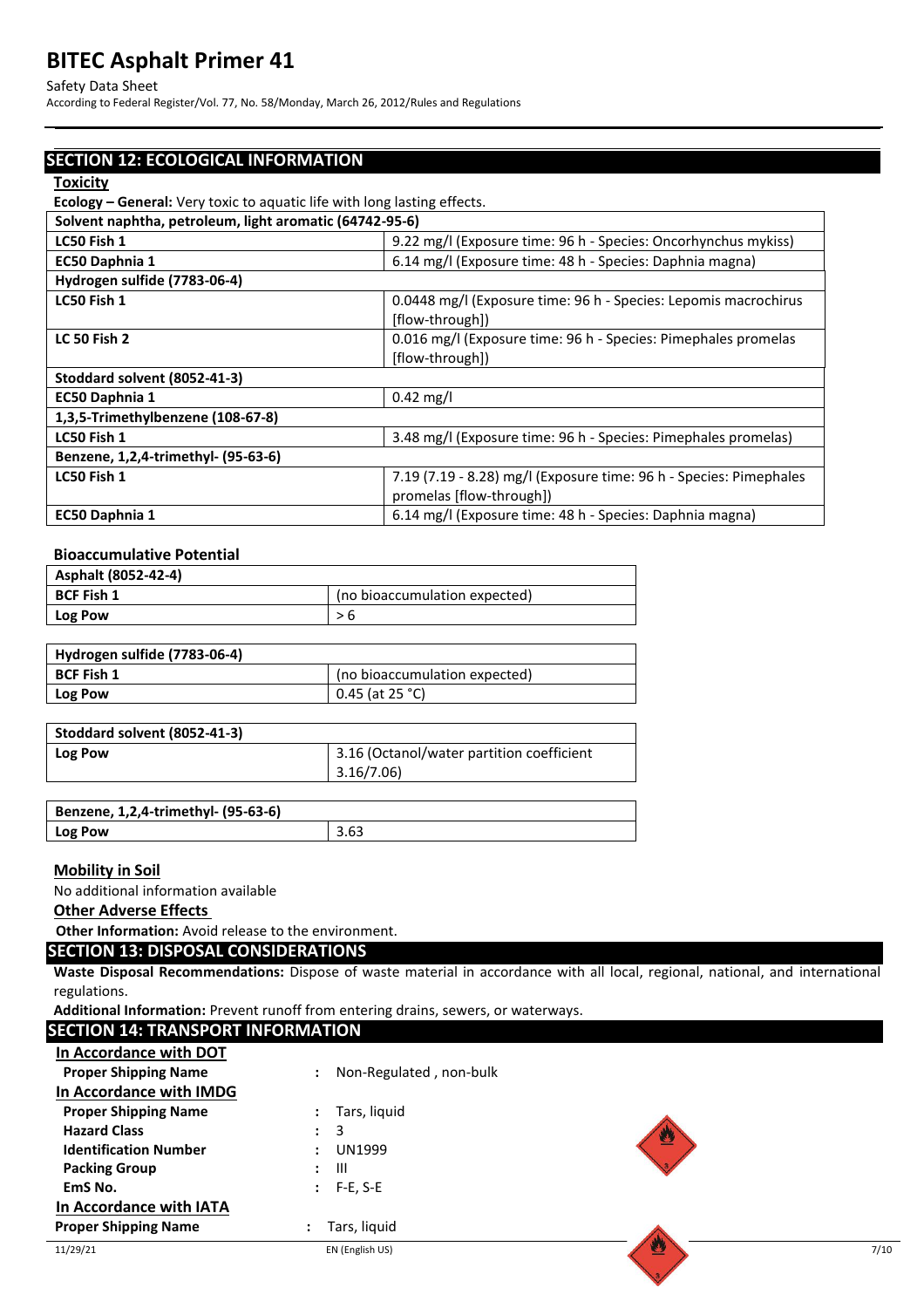## SECTION 12: ECOLOGICAL INFORMATION

**Toxicity**

**Ecology – General:** Very toxic to aquatic life with long lasting effects.

| Solvent naphtha, petroleum, light aromatic (64742-95-6) | |
|---|---|
| **LC50 Fish 1** | 9.22 mg/l (Exposure time: 96 h - Species: Oncorhynchus mykiss) |
| **EC50 Daphnia 1** | 6.14 mg/l (Exposure time: 48 h - Species: Daphnia magna) |
| **Hydrogen sulfide (7783-06-4)** | |
| **LC50 Fish 1** | 0.0448 mg/l (Exposure time: 96 h - Species: Lepomis macrochirus [flow-through]) |
| **LC 50 Fish 2** | 0.016 mg/l (Exposure time: 96 h - Species: Pimephales promelas [flow-through]) |
| **Stoddard solvent (8052-41-3)** | |
| **EC50 Daphnia 1** | 0.42 mg/l |
| **1,3,5-Trimethylbenzene (108-67-8)** | |
| **LC50 Fish 1** | 3.48 mg/l (Exposure time: 96 h - Species: Pimephales promelas) |
| **Benzene, 1,2,4-trimethyl- (95-63-6)** | |
| **LC50 Fish 1** | 7.19 (7.19 - 8.28) mg/l (Exposure time: 96 h - Species: Pimephales promelas [flow-through]) |
| **EC50 Daphnia 1** | 6.14 mg/l (Exposure time: 48 h - Species: Daphnia magna) |

**Bioaccumulative Potential**

| Asphalt (8052-42-4) | |
|---|---|
| **BCF Fish 1** | (no bioaccumulation expected) |
| **Log Pow** | > 6 |

| Hydrogen sulfide (7783-06-4) | |
|---|---|
| **BCF Fish 1** | (no bioaccumulation expected) |
| **Log Pow** | 0.45 (at 25 °C) |

| Stoddard solvent (8052-41-3) | |
|---|---|
| **Log Pow** | 3.16 (Octanol/water partition coefficient 3.16/7.06) |

| Benzene, 1,2,4-trimethyl- (95-63-6) | |
|---|---|
| **Log Pow** | 3.63 |

**Mobility in Soil**

No additional information available

**Other Adverse Effects**

**Other Information:** Avoid release to the environment.

## SECTION 13: DISPOSAL CONSIDERATIONS

**Waste Disposal Recommendations:** Dispose of waste material in accordance with all local, regional, national, and international regulations.

**Additional Information:** Prevent runoff from entering drains, sewers, or waterways.

## SECTION 14: TRANSPORT INFORMATION

**In Accordance with DOT**

**Proper Shipping Name** : Non-Regulated , non-bulk

**In Accordance with IMDG**

**Proper Shipping Name** : Tars, liquid

**Hazard Class** : 3

**Identification Number** : UN1999

**Packing Group** : III

**EmS No.** : F-E, S-E

**In Accordance with IATA**

**Proper Shipping Name** : Tars, liquid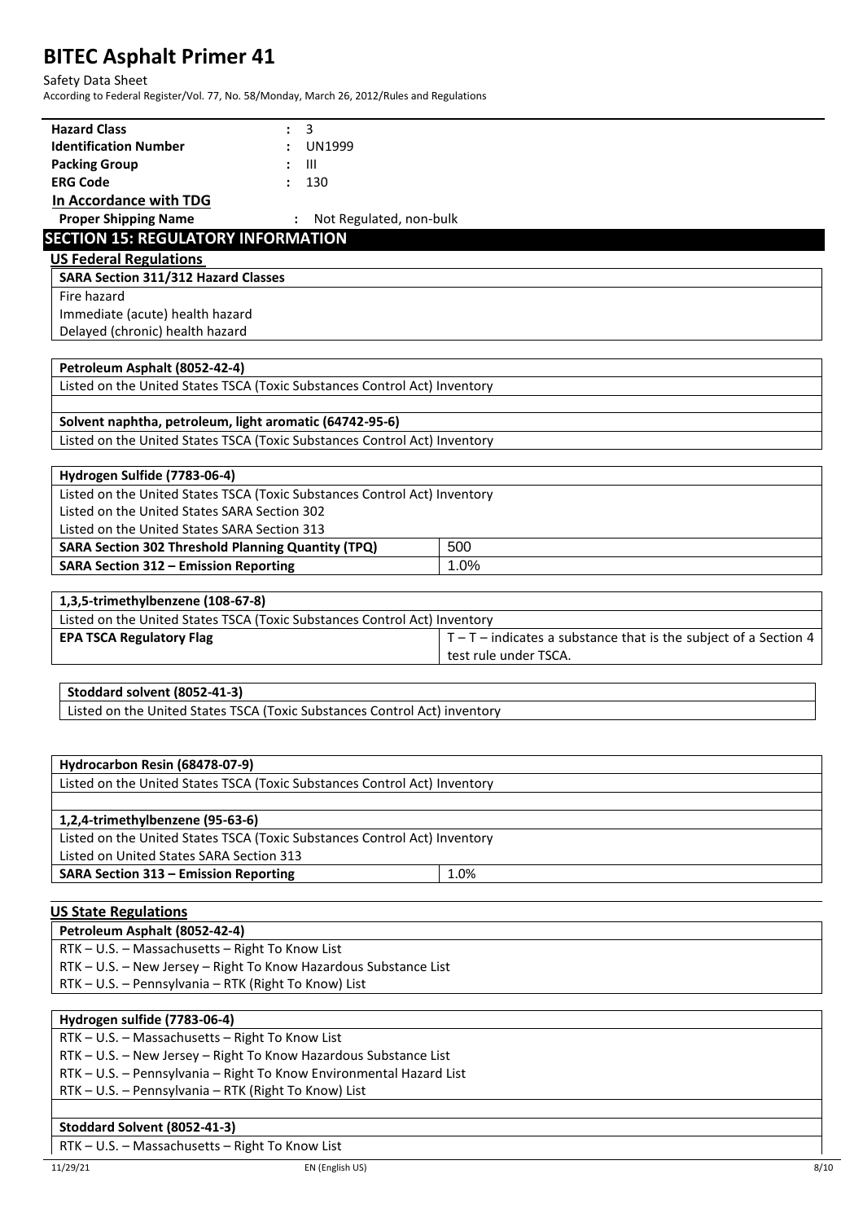| | | |
|---|---|---|
| **Hazard Class** | : | 3 |
| **Identification Number** | : | UN1999 |
| **Packing Group** | : | III |
| **ERG Code** | : | 130 |

**In Accordance with TDG**

| | | |
|---|---|---|
| **Proper Shipping Name** | : | Not Regulated, non-bulk |

## SECTION 15: REGULATORY INFORMATION

### US Federal Regulations

| **SARA Section 311/312 Hazard Classes** |
|---|
| Fire hazard |
| Immediate (acute) health hazard |
| Delayed (chronic) health hazard |

| **Petroleum Asphalt (8052-42-4)** |
|---|
| Listed on the United States TSCA (Toxic Substances Control Act) Inventory |

| **Solvent naphtha, petroleum, light aromatic (64742-95-6)** |
|---|
| Listed on the United States TSCA (Toxic Substances Control Act) Inventory |

| **Hydrogen Sulfide (7783-06-4)** | |
|---|---|
| Listed on the United States TSCA (Toxic Substances Control Act) Inventory | |
| Listed on the United States SARA Section 302 | |
| Listed on the United States SARA Section 313 | |
| **SARA Section 302 Threshold Planning Quantity (TPQ)** | 500 |
| **SARA Section 312 – Emission Reporting** | 1.0% |

| **1,3,5-trimethylbenzene (108-67-8)** | |
|---|---|
| Listed on the United States TSCA (Toxic Substances Control Act) Inventory | |
| **EPA TSCA Regulatory Flag** | T – T – indicates a substance that is the subject of a Section 4 test rule under TSCA. |

| **Stoddard solvent (8052-41-3)** |
|---|
| Listed on the United States TSCA (Toxic Substances Control Act) inventory |

| **Hydrocarbon Resin (68478-07-9)** |
|---|
| Listed on the United States TSCA (Toxic Substances Control Act) Inventory |

| **1,2,4-trimethylbenzene (95-63-6)** | |
|---|---|
| Listed on the United States TSCA (Toxic Substances Control Act) Inventory | |
| Listed on United States SARA Section 313 | |
| **SARA Section 313 – Emission Reporting** | 1.0% |

### US State Regulations

| **Petroleum Asphalt (8052-42-4)** |
|---|
| RTK – U.S. – Massachusetts – Right To Know List |
| RTK – U.S. – New Jersey – Right To Know Hazardous Substance List |
| RTK – U.S. – Pennsylvania – RTK (Right To Know) List |

| **Hydrogen sulfide (7783-06-4)** |
|---|
| RTK – U.S. – Massachusetts – Right To Know List |
| RTK – U.S. – New Jersey – Right To Know Hazardous Substance List |
| RTK – U.S. – Pennsylvania – Right To Know Environmental Hazard List |
| RTK – U.S. – Pennsylvania – RTK (Right To Know) List |

| **Stoddard Solvent (8052-41-3)** |
|---|
| RTK – U.S. – Massachusetts – Right To Know List |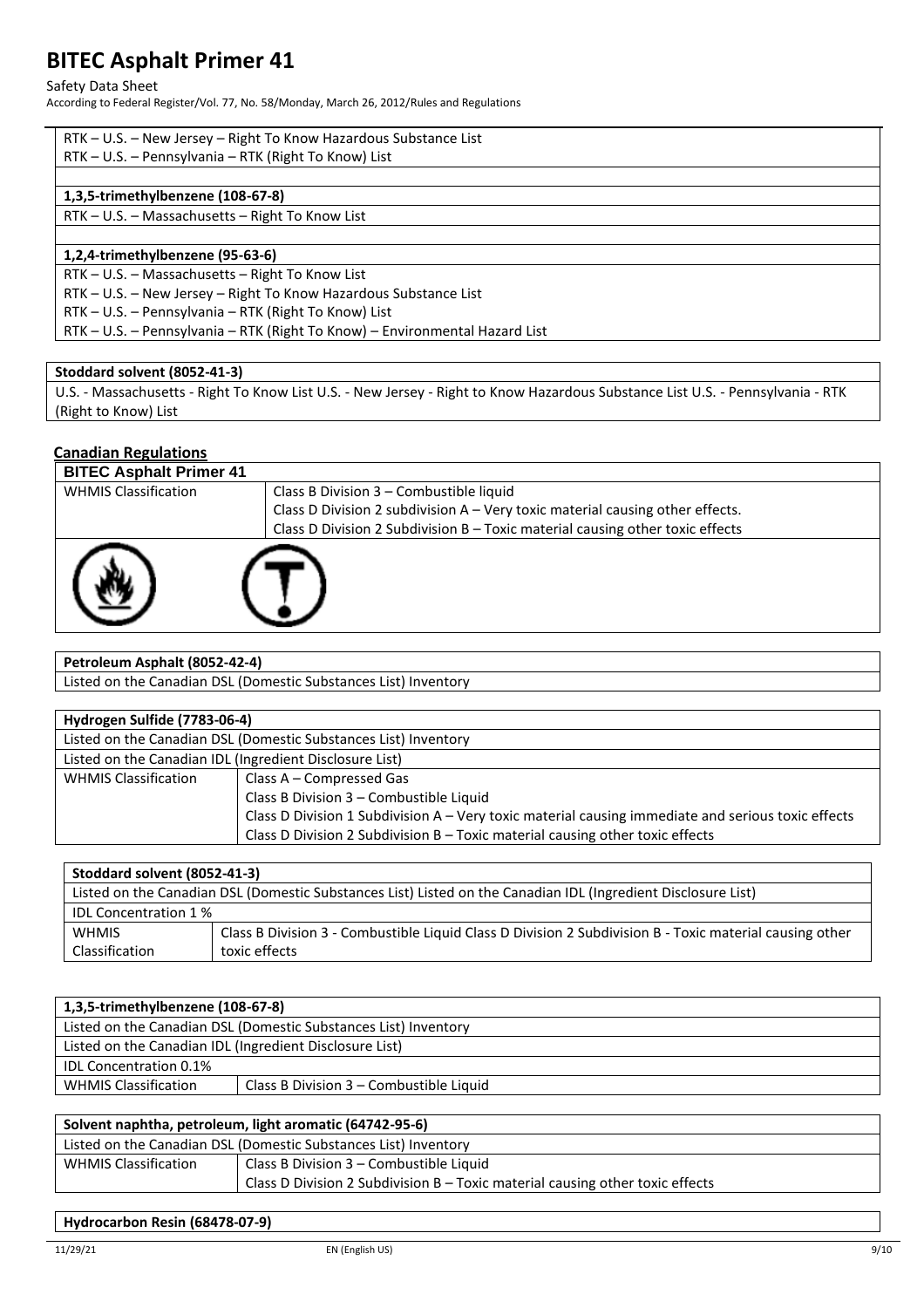RTK – U.S. – New Jersey – Right To Know Hazardous Substance List
RTK – U.S. – Pennsylvania – RTK (Right To Know) List

| **1,3,5-trimethylbenzene (108-67-8)** |
|---|
| RTK – U.S. – Massachusetts – Right To Know List |

| **1,2,4-trimethylbenzene (95-63-6)** |
|---|
| RTK – U.S. – Massachusetts – Right To Know List |
| RTK – U.S. – New Jersey – Right To Know Hazardous Substance List |
| RTK – U.S. – Pennsylvania – RTK (Right To Know) List |
| RTK – U.S. – Pennsylvania – RTK (Right To Know) – Environmental Hazard List |

| **Stoddard solvent (8052-41-3)** |
|---|
| U.S. - Massachusetts - Right To Know List U.S. - New Jersey - Right to Know Hazardous Substance List U.S. - Pennsylvania - RTK (Right to Know) List |

## Canadian Regulations

| **BITEC Asphalt Primer 41** | |
|---|---|
| WHMIS Classification | Class B Division 3 – Combustible liquid<br>Class D Division 2 subdivision A – Very toxic material causing other effects.<br>Class D Division 2 Subdivision B – Toxic material causing other toxic effects |

| **Petroleum Asphalt (8052-42-4)** |
|---|
| Listed on the Canadian DSL (Domestic Substances List) Inventory |

| **Hydrogen Sulfide (7783-06-4)** | |
|---|---|
| Listed on the Canadian DSL (Domestic Substances List) Inventory | |
| Listed on the Canadian IDL (Ingredient Disclosure List) | |
| WHMIS Classification | Class A – Compressed Gas<br>Class B Division 3 – Combustible Liquid<br>Class D Division 1 Subdivision A – Very toxic material causing immediate and serious toxic effects<br>Class D Division 2 Subdivision B – Toxic material causing other toxic effects |

| **Stoddard solvent (8052-41-3)** | |
|---|---|
| Listed on the Canadian DSL (Domestic Substances List) Listed on the Canadian IDL (Ingredient Disclosure List) | |
| IDL Concentration 1 % | |
| WHMIS Classification | Class B Division 3 - Combustible Liquid Class D Division 2 Subdivision B - Toxic material causing other toxic effects |

| **1,3,5-trimethylbenzene (108-67-8)** | |
|---|---|
| Listed on the Canadian DSL (Domestic Substances List) Inventory | |
| Listed on the Canadian IDL (Ingredient Disclosure List) | |
| IDL Concentration 0.1% | |
| WHMIS Classification | Class B Division 3 – Combustible Liquid |

| **Solvent naphtha, petroleum, light aromatic (64742-95-6)** | |
|---|---|
| Listed on the Canadian DSL (Domestic Substances List) Inventory | |
| WHMIS Classification | Class B Division 3 – Combustible Liquid<br>Class D Division 2 Subdivision B – Toxic material causing other toxic effects |

| **Hydrocarbon Resin (68478-07-9)** |
|---|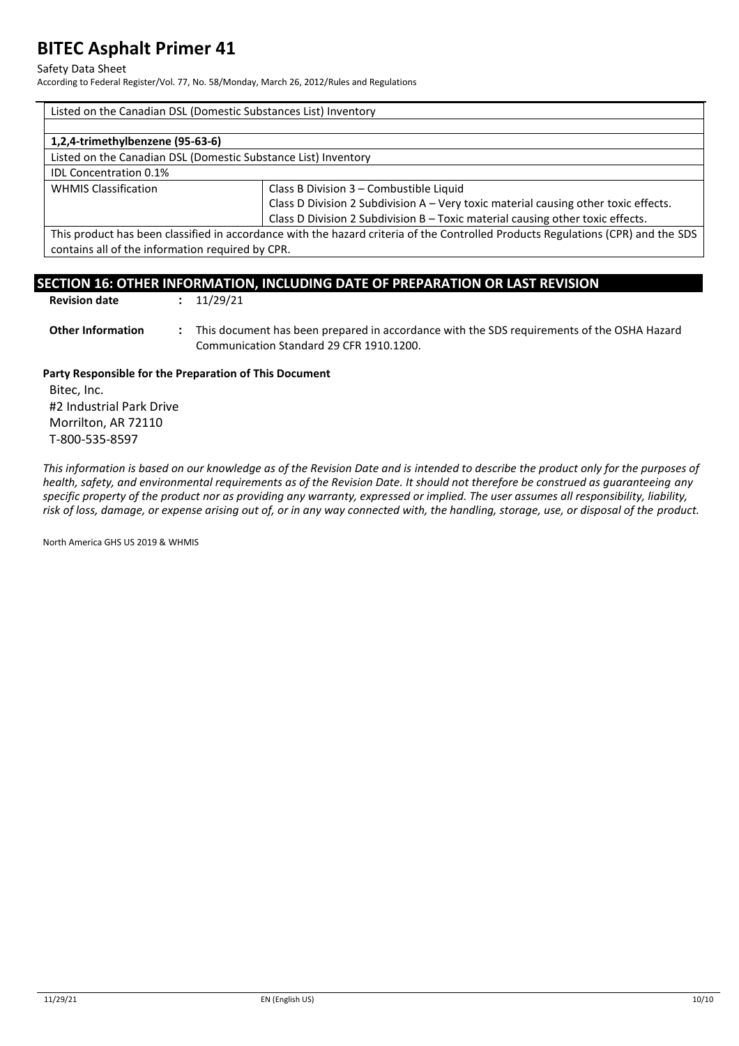| | |
|---|---|
| Listed on the Canadian DSL (Domestic Substances List) Inventory | |
| | |
| **1,2,4-trimethylbenzene (95-63-6)** | |
| Listed on the Canadian DSL (Domestic Substance List) Inventory | |
| IDL Concentration 0.1% | |
| WHMIS Classification | Class B Division 3 – Combustible Liquid<br>Class D Division 2 Subdivision A – Very toxic material causing other toxic effects.<br>Class D Division 2 Subdivision B – Toxic material causing other toxic effects. |
| This product has been classified in accordance with the hazard criteria of the Controlled Products Regulations (CPR) and the SDS contains all of the information required by CPR. | |

## SECTION 16: OTHER INFORMATION, INCLUDING DATE OF PREPARATION OR LAST REVISION

**Revision date** : 11/29/21

**Other Information** : This document has been prepared in accordance with the SDS requirements of the OSHA Hazard Communication Standard 29 CFR 1910.1200.

**Party Responsible for the Preparation of This Document**

Bitec, Inc.
#2 Industrial Park Drive
Morrilton, AR 72110
T-800-535-8597

*This information is based on our knowledge as of the Revision Date and is intended to describe the product only for the purposes of health, safety, and environmental requirements as of the Revision Date. It should not therefore be construed as guaranteeing any specific property of the product nor as providing any warranty, expressed or implied. The user assumes all responsibility, liability, risk of loss, damage, or expense arising out of, or in any way connected with, the handling, storage, use, or disposal of the product.*

North America GHS US 2019 & WHMIS